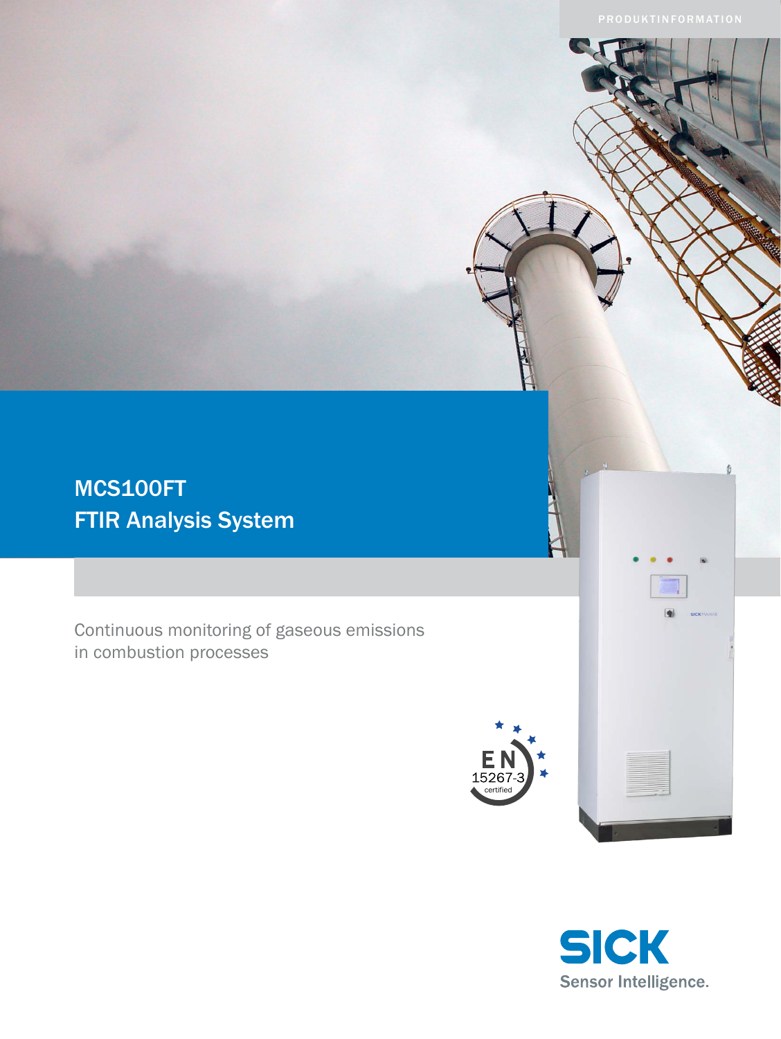PRODUKTINFORMATION

# MCS100FT
# FTIR Analysis System

Continuous monitoring of gaseous emissions in combustion processes

EN 15267-3 certified

SICK
Sensor Intelligence.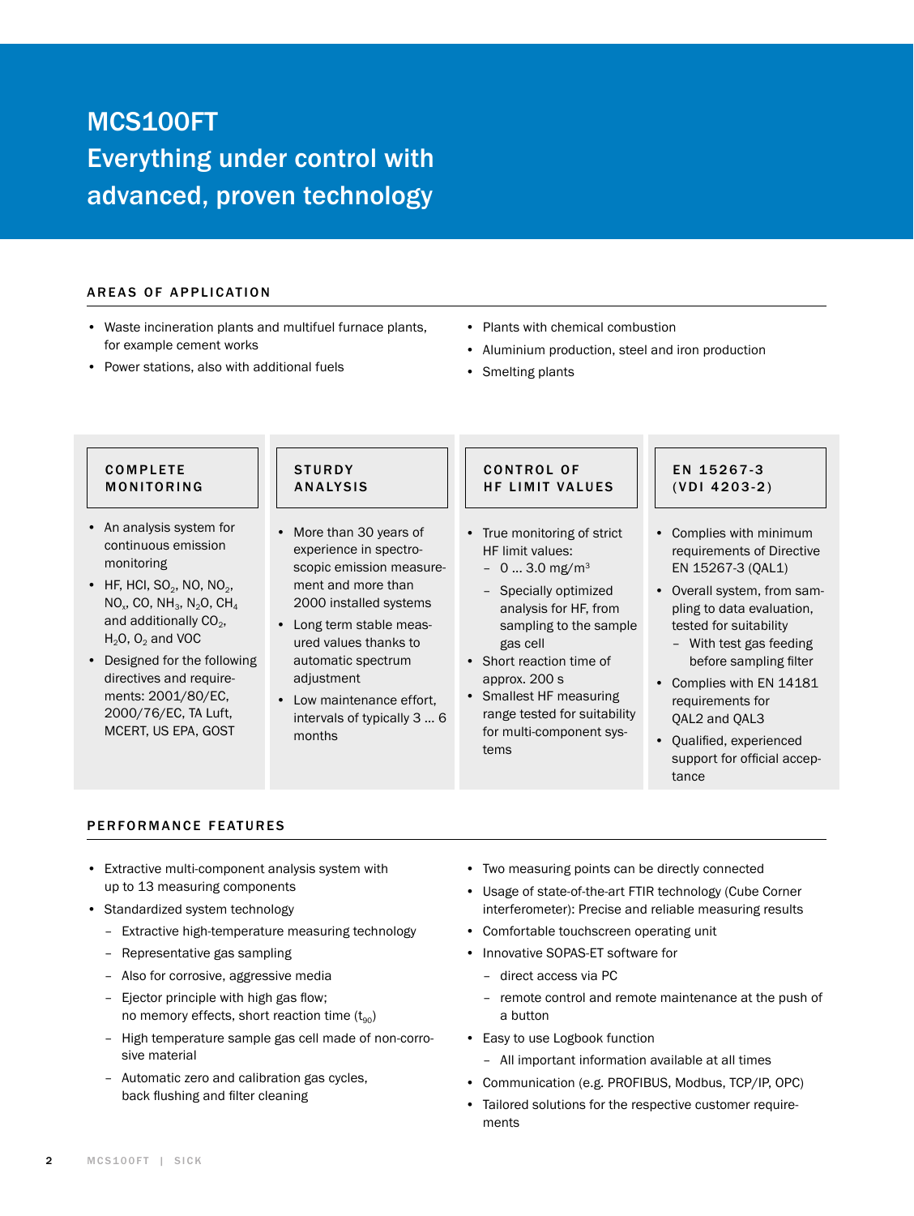# MCS100FT
## Everything under control with advanced, proven technology

### AREAS OF APPLICATION

- Waste incineration plants and multifuel furnace plants, for example cement works
- Power stations, also with additional fuels
- Plants with chemical combustion
- Aluminium production, steel and iron production
- Smelting plants

### COMPLETE MONITORING

- An analysis system for continuous emission monitoring
- HF, HCl, $SO_2$, NO, $NO_2$, $NO_x$, CO, $NH_3$, $N_2O$, $CH_4$ and additionally $CO_2$, $H_2O$, $O_2$ and VOC
- Designed for the following directives and requirements: 2001/80/EC, 2000/76/EC, TA Luft, MCERT, US EPA, GOST

### STURDY ANALYSIS

- More than 30 years of experience in spectroscopic emission measurement and more than 2000 installed systems
- Long term stable measured values thanks to automatic spectrum adjustment
- Low maintenance effort, intervals of typically 3 ... 6 months

### CONTROL OF HF LIMIT VALUES

- True monitoring of strict HF limit values:
  - 0 ... 3.0 mg/m³
  - Specially optimized analysis for HF, from sampling to the sample gas cell
- Short reaction time of approx. 200 s
- Smallest HF measuring range tested for suitability for multi-component systems

### EN 15267-3 (VDI 4203-2)

- Complies with minimum requirements of Directive EN 15267-3 (QAL1)
- Overall system, from sampling to data evaluation, tested for suitability
  - With test gas feeding before sampling filter
- Complies with EN 14181 requirements for QAL2 and QAL3
- Qualified, experienced support for official acceptance

### PERFORMANCE FEATURES

- Extractive multi-component analysis system with up to 13 measuring components
- Standardized system technology
  - Extractive high-temperature measuring technology
  - Representative gas sampling
  - Also for corrosive, aggressive media
  - Ejector principle with high gas flow; no memory effects, short reaction time ($t_{90}$)
  - High temperature sample gas cell made of non-corrosive material
  - Automatic zero and calibration gas cycles, back flushing and filter cleaning
- Two measuring points can be directly connected
- Usage of state-of-the-art FTIR technology (Cube Corner interferometer): Precise and reliable measuring results
- Comfortable touchscreen operating unit
- Innovative SOPAS-ET software for
  - direct access via PC
  - remote control and remote maintenance at the push of a button
- Easy to use Logbook function
  - All important information available at all times
- Communication (e.g. PROFIBUS, Modbus, TCP/IP, OPC)
- Tailored solutions for the respective customer requirements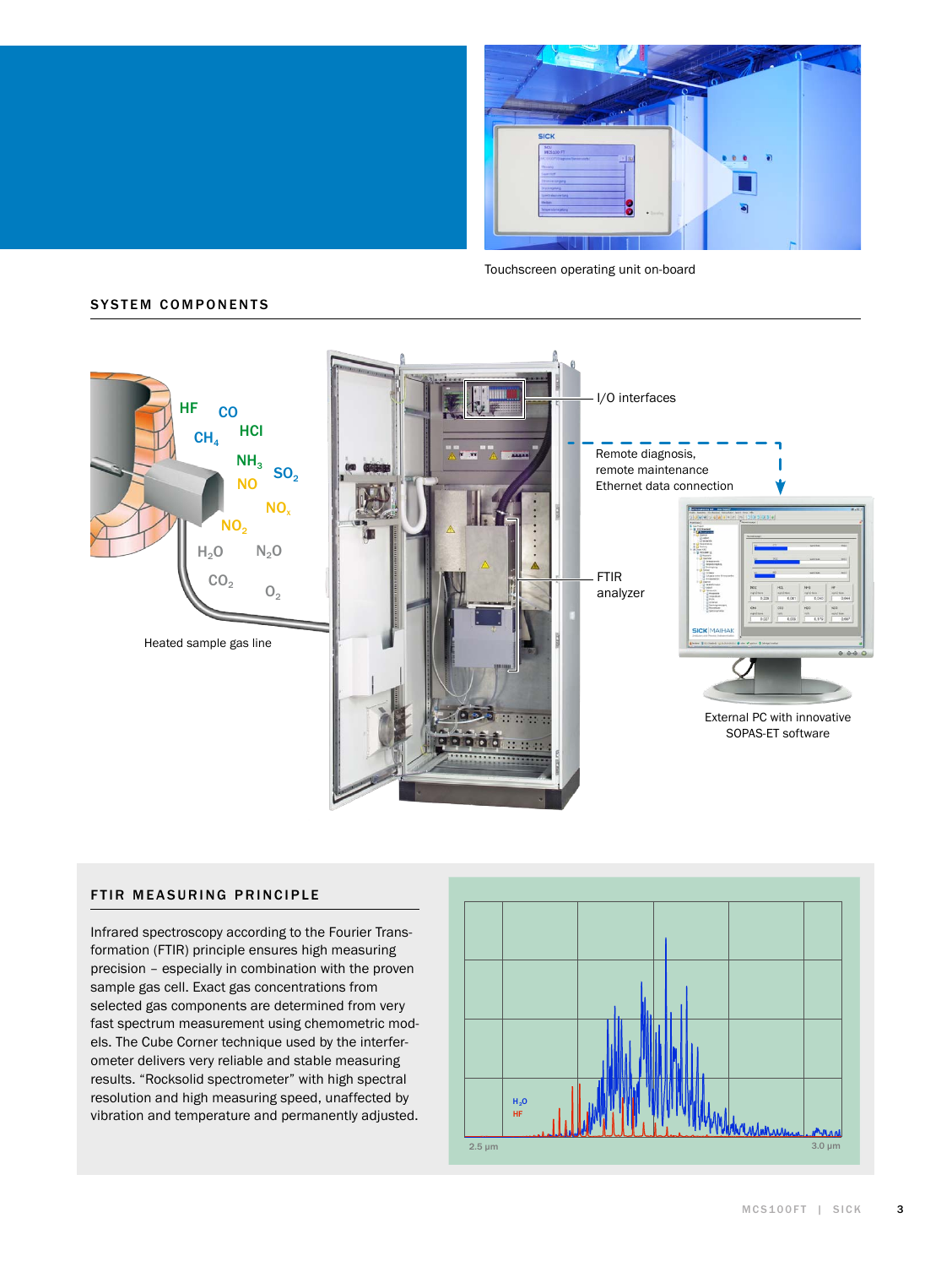Touchscreen operating unit on-board

## SYSTEM COMPONENTS

HF CO $CH_4$ HCl $NH_3$ $SO_2$ NO $NO_x$ $NO_2$ $H_2O$ $N_2O$ $CO_2$ $O_2$

Heated sample gas line

I/O interfaces

Remote diagnosis, remote maintenance Ethernet data connection

FTIR analyzer

External PC with innovative SOPAS-ET software

## FTIR MEASURING PRINCIPLE

Infrared spectroscopy according to the Fourier Transformation (FTIR) principle ensures high measuring precision – especially in combination with the proven sample gas cell. Exact gas concentrations from selected gas components are determined from very fast spectrum measurement using chemometric models. The Cube Corner technique used by the interferometer delivers very reliable and stable measuring results. “Rocksolid spectrometer” with high spectral resolution and high measuring speed, unaffected by vibration and temperature and permanently adjusted.

$H_2O$
HF

2.5 µm 3.0 µm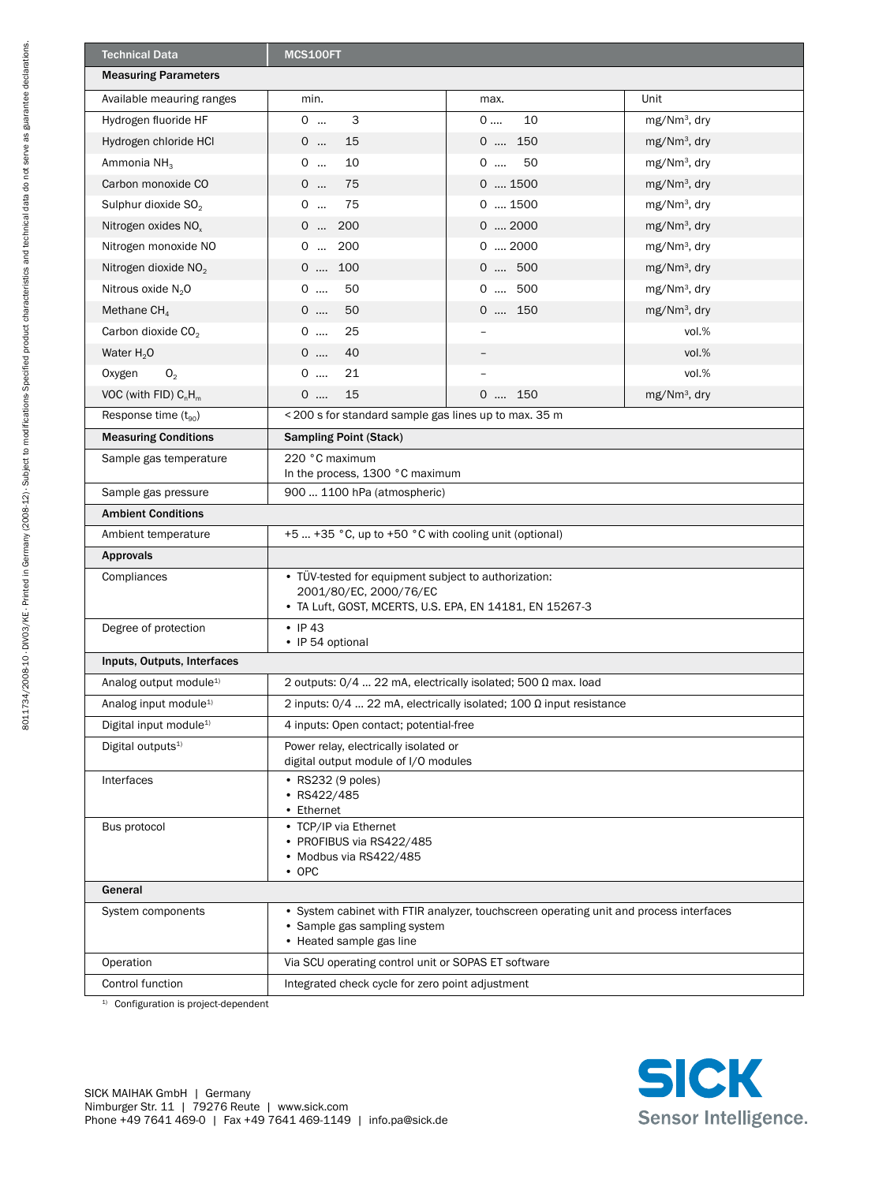| Technical Data | MCS100FT | | |
|---|---|---|---|
| **Measuring Parameters** | | | |
| Available meauring ranges | min. | max. | Unit |
| Hydrogen fluoride HF | 0 ... 3 | 0 .... 10 | mg/Nm³, dry |
| Hydrogen chloride HCl | 0 ... 15 | 0 .... 150 | mg/Nm³, dry |
| Ammonia $NH_3$ | 0 ... 10 | 0 .... 50 | mg/Nm³, dry |
| Carbon monoxide CO | 0 ... 75 | 0 .... 1500 | mg/Nm³, dry |
| Sulphur dioxide $SO_2$ | 0 ... 75 | 0 .... 1500 | mg/Nm³, dry |
| Nitrogen oxides $NO_x$ | 0 ... 200 | 0 .... 2000 | mg/Nm³, dry |
| Nitrogen monoxide NO | 0 ... 200 | 0 .... 2000 | mg/Nm³, dry |
| Nitrogen dioxide $NO_2$ | 0 .... 100 | 0 .... 500 | mg/Nm³, dry |
| Nitrous oxide $N_2O$ | 0 .... 50 | 0 .... 500 | mg/Nm³, dry |
| Methane $CH_4$ | 0 .... 50 | 0 .... 150 | mg/Nm³, dry |
| Carbon dioxide $CO_2$ | 0 .... 25 | – | vol.% |
| Water $H_2O$ | 0 .... 40 | – | vol.% |
| Oxygen $O_2$ | 0 .... 21 | – | vol.% |
| VOC (with FID) $C_nH_m$ | 0 .... 15 | 0 .... 150 | mg/Nm³, dry |
| Response time ($t_{90}$) | < 200 s for standard sample gas lines up to max. 35 m | | |
| **Measuring Conditions** | **Sampling Point (Stack)** | | |
| Sample gas temperature | 220 °C maximum<br>In the process, 1300 °C maximum | | |
| Sample gas pressure | 900 ... 1100 hPa (atmospheric) | | |
| **Ambient Conditions** | | | |
| Ambient temperature | +5 ... +35 °C, up to +50 °C with cooling unit (optional) | | |
| **Approvals** | | | |
| Compliances | • TÜV-tested for equipment subject to authorization: 2001/80/EC, 2000/76/EC<br>• TA Luft, GOST, MCERTS, U.S. EPA, EN 14181, EN 15267-3 | | |
| Degree of protection | • IP 43<br>• IP 54 optional | | |
| **Inputs, Outputs, Interfaces** | | | |
| Analog output module[1] | 2 outputs: 0/4 ... 22 mA, electrically isolated; 500 Ω max. load | | |
| Analog input module[1] | 2 inputs: 0/4 ... 22 mA, electrically isolated; 100 Ω input resistance | | |
| Digital input module[1] | 4 inputs: Open contact; potential-free | | |
| Digital outputs[1] | Power relay, electrically isolated or<br>digital output module of I/O modules | | |
| Interfaces | • RS232 (9 poles)<br>• RS422/485<br>• Ethernet | | |
| Bus protocol | • TCP/IP via Ethernet<br>• PROFIBUS via RS422/485<br>• Modbus via RS422/485<br>• OPC | | |
| **General** | | | |
| System components | • System cabinet with FTIR analyzer, touchscreen operating unit and process interfaces<br>• Sample gas sampling system<br>• Heated sample gas line | | |
| Operation | Via SCU operating control unit or SOPAS ET software | | |
| Control function | Integrated check cycle for zero point adjustment | | |

[1] Configuration is project-dependent

8011734/2008-10 · DW03/KE · Printed in Germany (2008-12) · Subject to modifications Specified product characteristics and technical data do not serve as guarantee declarations.

SICK MAIHAK GmbH | Germany
Nimburger Str. 11 | 79276 Reute | www.sick.com
Phone +49 7641 469-0 | Fax +49 7641 469-1149 | info.pa@sick.de

SICK
Sensor Intelligence.